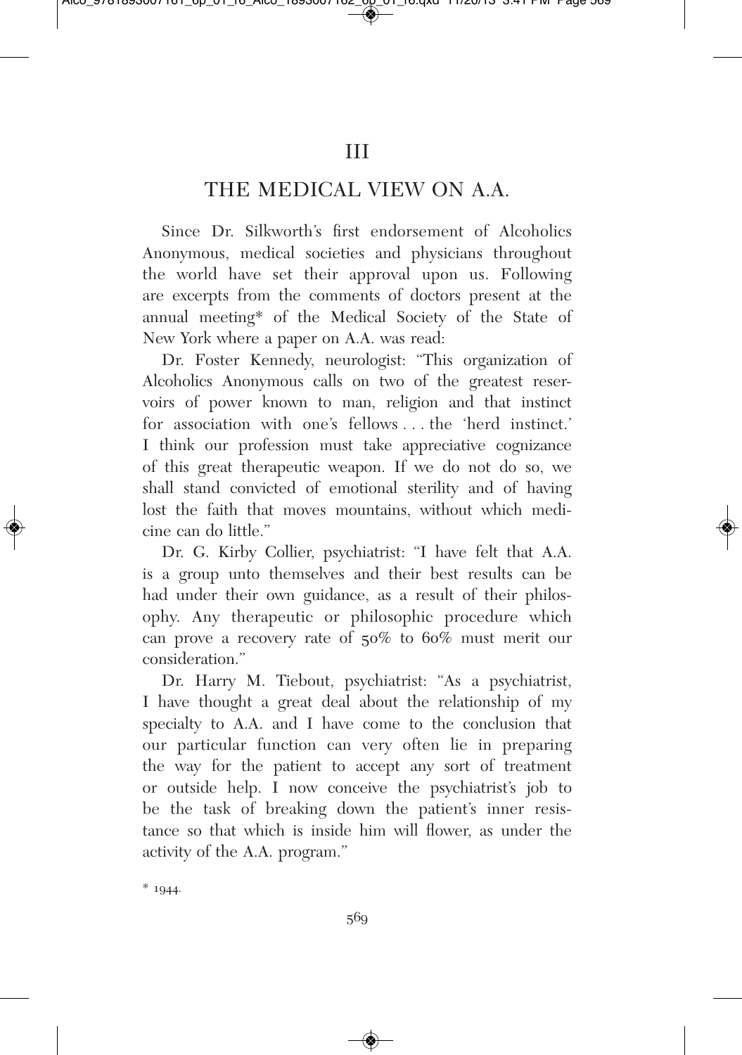# III

## THE MEDICAL VIEW ON A.A.

Since Dr. Silkworth's first endorsement of Alcoholics Anonymous, medical societies and physicians throughout the world have set their approval upon us. Following are excerpts from the comments of doctors present at the annual meeting* of the Medical Society of the State of New York where a paper on A.A. was read:

Dr. Foster Kennedy, neurologist: "This organization of Alcoholics Anonymous calls on two of the greatest reservoirs of power known to man, religion and that instinct for association with one's fellows . . . the 'herd instinct.' I think our profession must take appreciative cognizance of this great therapeutic weapon. If we do not do so, we shall stand convicted of emotional sterility and of having lost the faith that moves mountains, without which medicine can do little."

Dr. G. Kirby Collier, psychiatrist: "I have felt that A.A. is a group unto themselves and their best results can be had under their own guidance, as a result of their philosophy. Any therapeutic or philosophic procedure which can prove a recovery rate of 50% to 60% must merit our consideration."

Dr. Harry M. Tiebout, psychiatrist: "As a psychiatrist, I have thought a great deal about the relationship of my specialty to A.A. and I have come to the conclusion that our particular function can very often lie in preparing the way for the patient to accept any sort of treatment or outside help. I now conceive the psychiatrist's job to be the task of breaking down the patient's inner resistance so that which is inside him will flower, as under the activity of the A.A. program."

* 1944.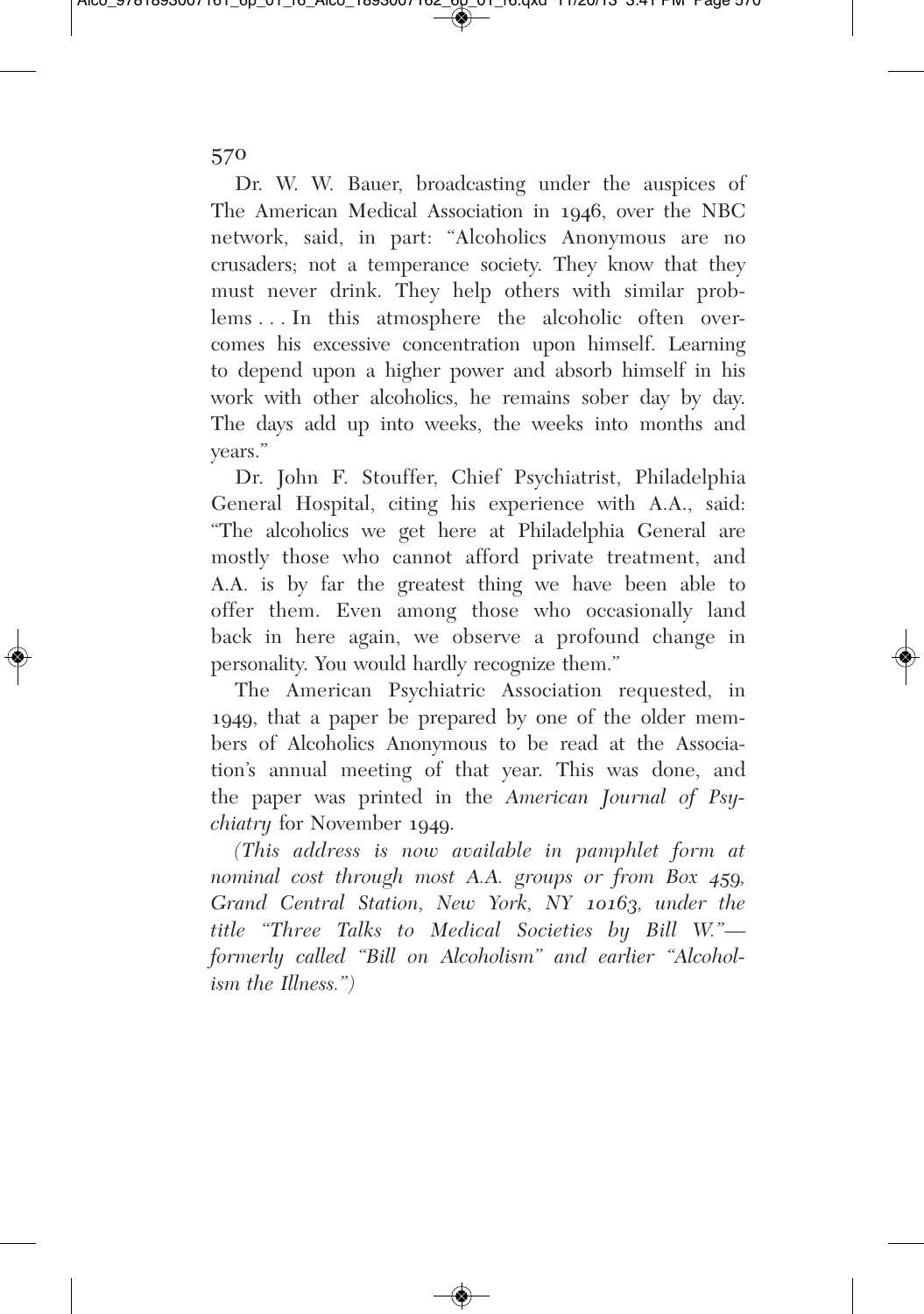Dr. W. W. Bauer, broadcasting under the auspices of The American Medical Association in 1946, over the NBC network, said, in part: "Alcoholics Anonymous are no crusaders; not a temperance society. They know that they must never drink. They help others with similar problems . . . In this atmosphere the alcoholic often overcomes his excessive concentration upon himself. Learning to depend upon a higher power and absorb himself in his work with other alcoholics, he remains sober day by day. The days add up into weeks, the weeks into months and years."

Dr. John F. Stouffer, Chief Psychiatrist, Philadelphia General Hospital, citing his experience with A.A., said: "The alcoholics we get here at Philadelphia General are mostly those who cannot afford private treatment, and A.A. is by far the greatest thing we have been able to offer them. Even among those who occasionally land back in here again, we observe a profound change in personality. You would hardly recognize them."

The American Psychiatric Association requested, in 1949, that a paper be prepared by one of the older members of Alcoholics Anonymous to be read at the Association's annual meeting of that year. This was done, and the paper was printed in the *American Journal of Psychiatry* for November 1949.

*(This address is now available in pamphlet form at nominal cost through most A.A. groups or from Box 459, Grand Central Station, New York, NY 10163, under the title "Three Talks to Medical Societies by Bill W."—formerly called "Bill on Alcoholism" and earlier "Alcoholism the Illness.")*